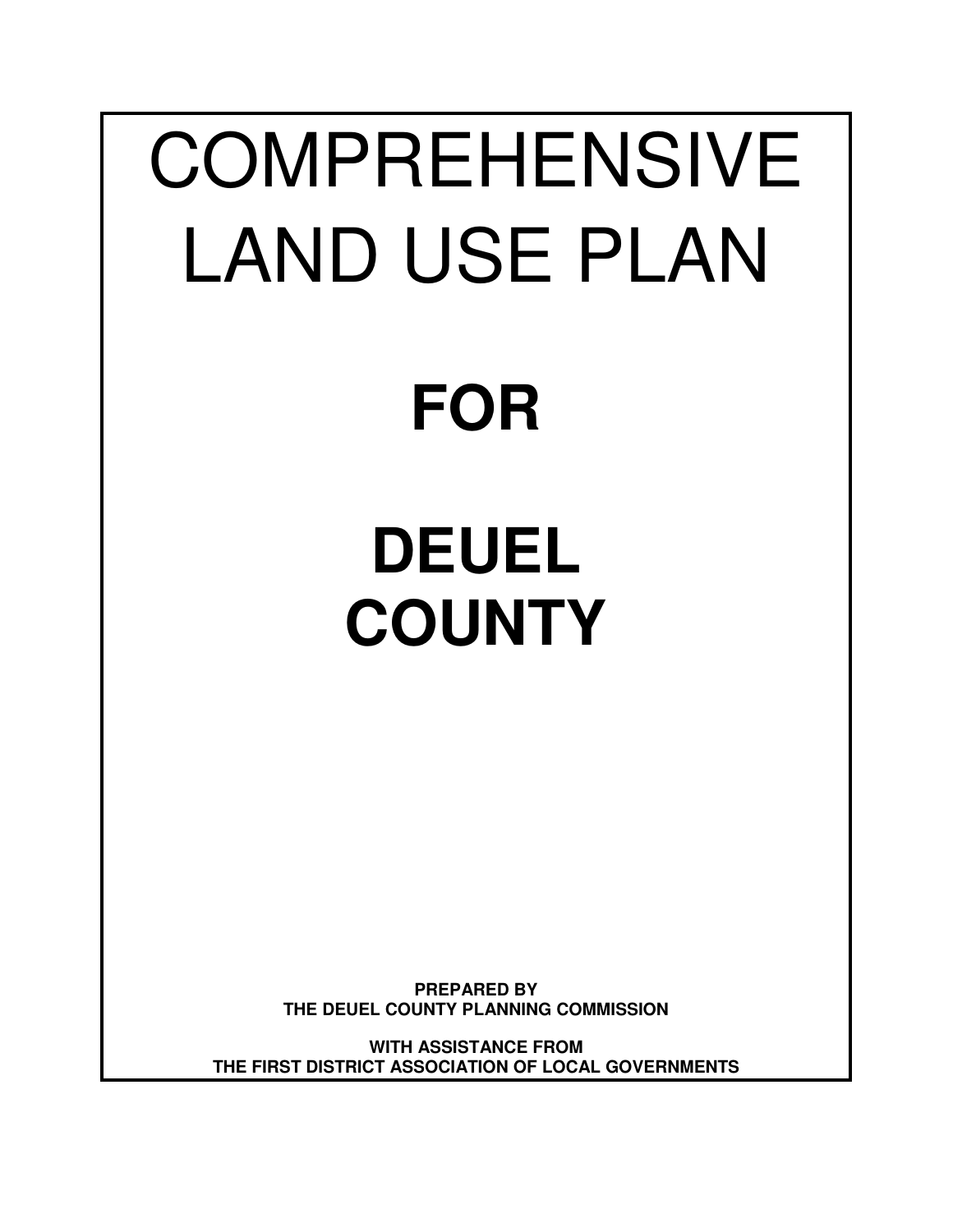# COMPREHENSIVE LAND USE PLAN

# FOR

# DEUEL COUNTY

**PREPARED BY**
**THE DEUEL COUNTY PLANNING COMMISSION**

**WITH ASSISTANCE FROM**
**THE FIRST DISTRICT ASSOCIATION OF LOCAL GOVERNMENTS**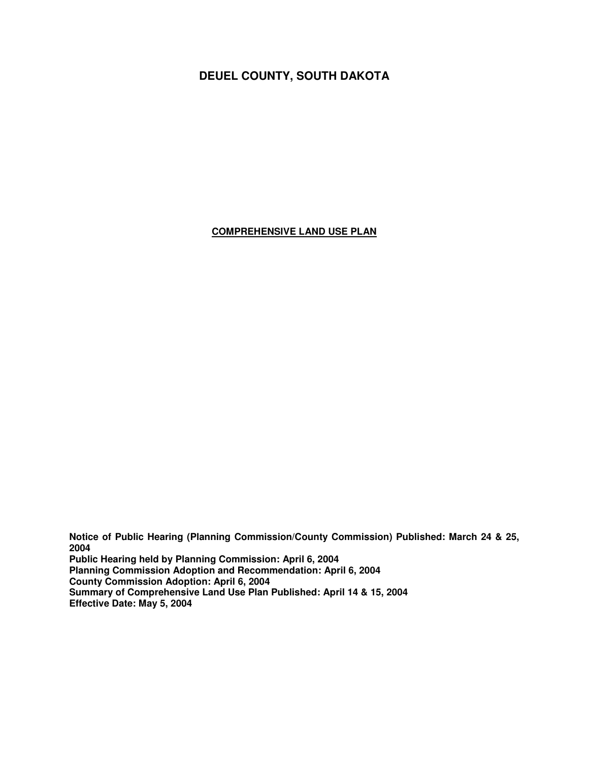# DEUEL COUNTY, SOUTH DAKOTA

**COMPREHENSIVE LAND USE PLAN**

**Notice of Public Hearing (Planning Commission/County Commission) Published: March 24 & 25, 2004**
**Public Hearing held by Planning Commission: April 6, 2004**
**Planning Commission Adoption and Recommendation: April 6, 2004**
**County Commission Adoption: April 6, 2004**
**Summary of Comprehensive Land Use Plan Published: April 14 & 15, 2004**
**Effective Date: May 5, 2004**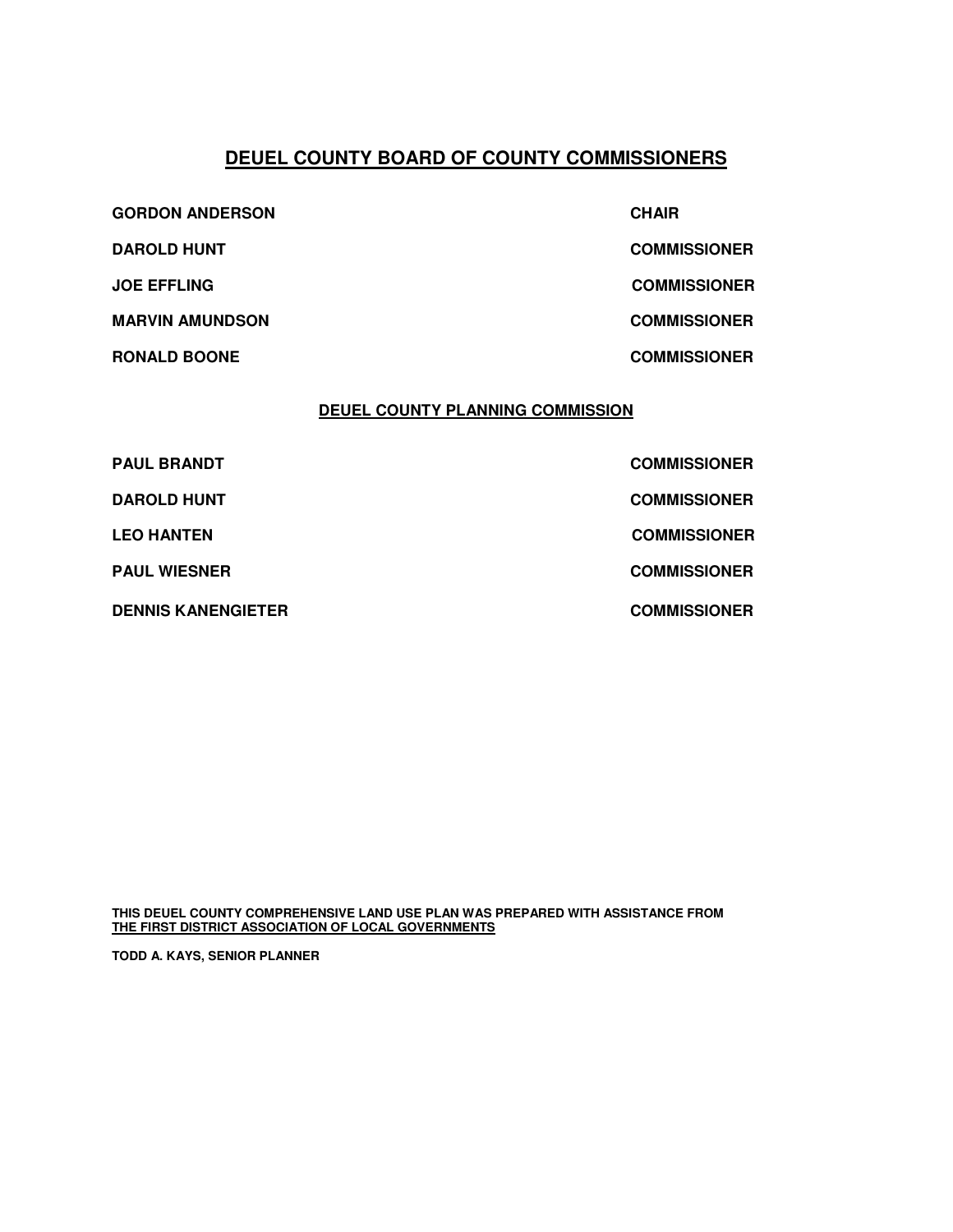## DEUEL COUNTY BOARD OF COUNTY COMMISSIONERS

| | |
|---|---|
| **GORDON ANDERSON** | **CHAIR** |
| **DAROLD HUNT** | **COMMISSIONER** |
| **JOE EFFLING** | **COMMISSIONER** |
| **MARVIN AMUNDSON** | **COMMISSIONER** |
| **RONALD BOONE** | **COMMISSIONER** |

### DEUEL COUNTY PLANNING COMMISSION

| | |
|---|---|
| **PAUL BRANDT** | **COMMISSIONER** |
| **DAROLD HUNT** | **COMMISSIONER** |
| **LEO HANTEN** | **COMMISSIONER** |
| **PAUL WIESNER** | **COMMISSIONER** |
| **DENNIS KANENGIETER** | **COMMISSIONER** |

**THIS DEUEL COUNTY COMPREHENSIVE LAND USE PLAN WAS PREPARED WITH ASSISTANCE FROM THE FIRST DISTRICT ASSOCIATION OF LOCAL GOVERNMENTS**

**TODD A. KAYS, SENIOR PLANNER**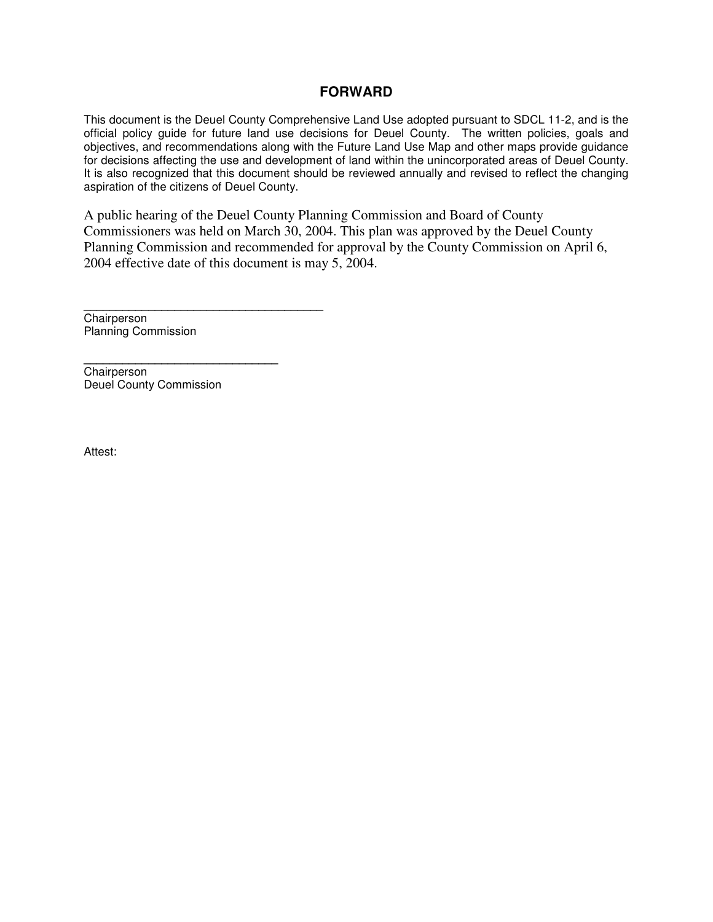## FORWARD

This document is the Deuel County Comprehensive Land Use adopted pursuant to SDCL 11-2, and is the official policy guide for future land use decisions for Deuel County. The written policies, goals and objectives, and recommendations along with the Future Land Use Map and other maps provide guidance for decisions affecting the use and development of land within the unincorporated areas of Deuel County. It is also recognized that this document should be reviewed annually and revised to reflect the changing aspiration of the citizens of Deuel County.

A public hearing of the Deuel County Planning Commission and Board of County Commissioners was held on March 30, 2004. This plan was approved by the Deuel County Planning Commission and recommended for approval by the County Commission on April 6, 2004 effective date of this document is may 5, 2004.

_____________________________________
Chairperson
Planning Commission

______________________________
Chairperson
Deuel County Commission

Attest: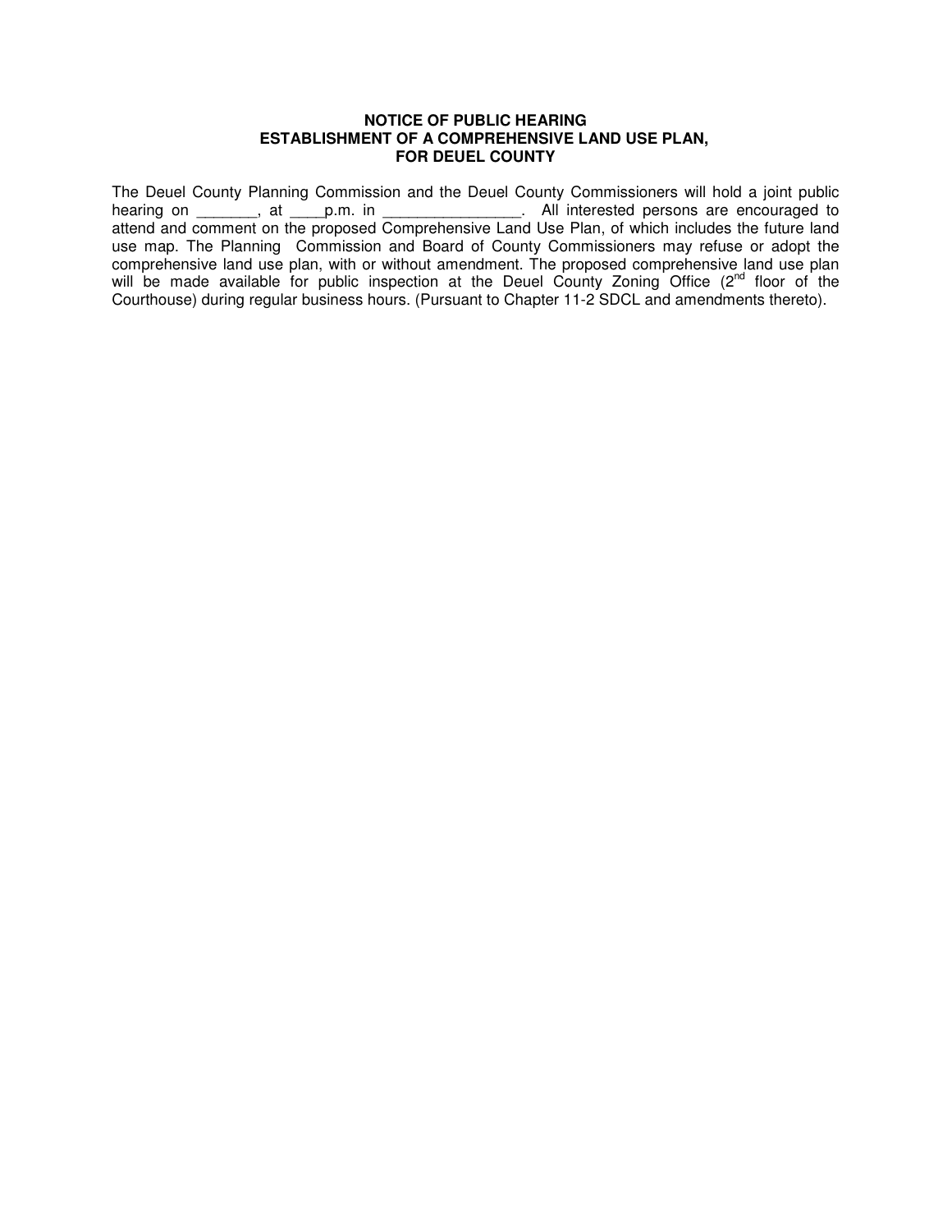**NOTICE OF PUBLIC HEARING**
**ESTABLISHMENT OF A COMPREHENSIVE LAND USE PLAN,**
**FOR DEUEL COUNTY**

The Deuel County Planning Commission and the Deuel County Commissioners will hold a joint public hearing on _______, at ____p.m. in ________________. All interested persons are encouraged to attend and comment on the proposed Comprehensive Land Use Plan, of which includes the future land use map. The Planning Commission and Board of County Commissioners may refuse or adopt the comprehensive land use plan, with or without amendment. The proposed comprehensive land use plan will be made available for public inspection at the Deuel County Zoning Office (2nd floor of the Courthouse) during regular business hours. (Pursuant to Chapter 11-2 SDCL and amendments thereto).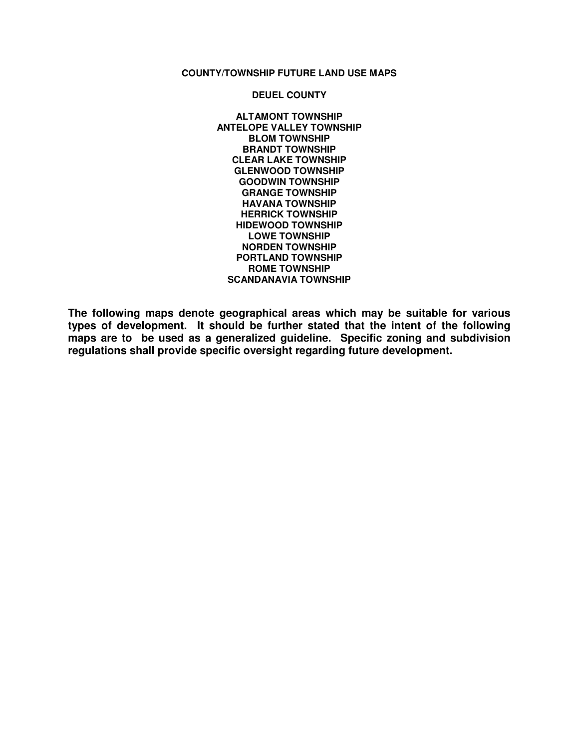# COUNTY/TOWNSHIP FUTURE LAND USE MAPS

## DEUEL COUNTY

**ALTAMONT TOWNSHIP**
**ANTELOPE VALLEY TOWNSHIP**
**BLOM TOWNSHIP**
**BRANDT TOWNSHIP**
**CLEAR LAKE TOWNSHIP**
**GLENWOOD TOWNSHIP**
**GOODWIN TOWNSHIP**
**GRANGE TOWNSHIP**
**HAVANA TOWNSHIP**
**HERRICK TOWNSHIP**
**HIDEWOOD TOWNSHIP**
**LOWE TOWNSHIP**
**NORDEN TOWNSHIP**
**PORTLAND TOWNSHIP**
**ROME TOWNSHIP**
**SCANDANAVIA TOWNSHIP**

**The following maps denote geographical areas which may be suitable for various types of development. It should be further stated that the intent of the following maps are to be used as a generalized guideline. Specific zoning and subdivision regulations shall provide specific oversight regarding future development.**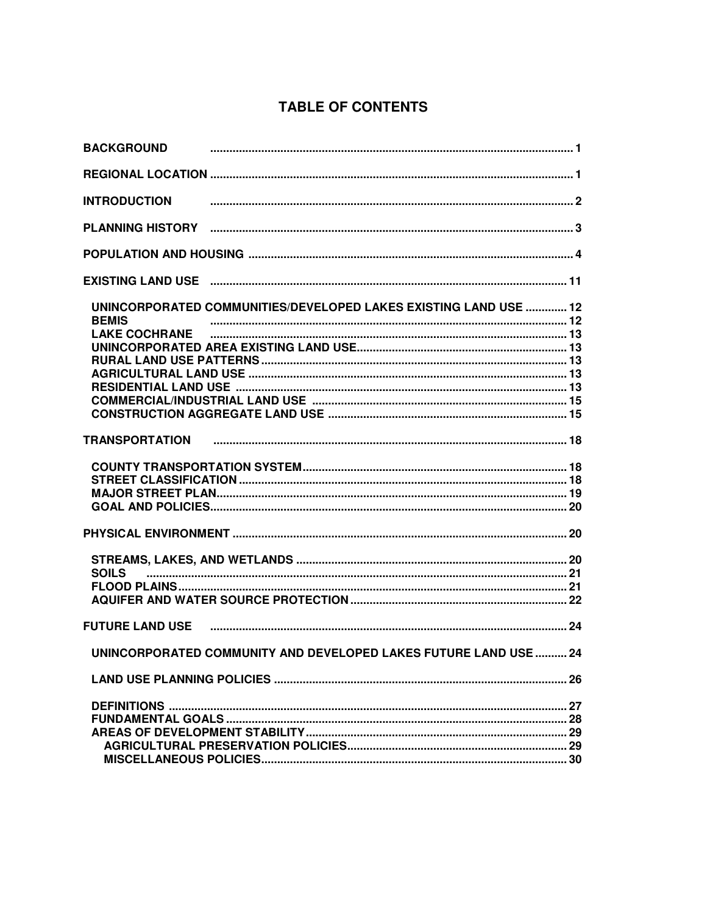# TABLE OF CONTENTS

BACKGROUND ..... 1

REGIONAL LOCATION ..... 1

INTRODUCTION ..... 2

PLANNING HISTORY ..... 3

POPULATION AND HOUSING ..... 4

EXISTING LAND USE ..... 11

- UNINCORPORATED COMMUNITIES/DEVELOPED LAKES EXISTING LAND USE ..... 12
- BEMIS ..... 12
- LAKE COCHRANE ..... 13
- UNINCORPORATED AREA EXISTING LAND USE ..... 13
- RURAL LAND USE PATTERNS ..... 13
- AGRICULTURAL LAND USE ..... 13
- RESIDENTIAL LAND USE ..... 13
- COMMERCIAL/INDUSTRIAL LAND USE ..... 15
- CONSTRUCTION AGGREGATE LAND USE ..... 15

TRANSPORTATION ..... 18

- COUNTY TRANSPORTATION SYSTEM ..... 18
- STREET CLASSIFICATION ..... 18
- MAJOR STREET PLAN ..... 19
- GOAL AND POLICIES ..... 20

PHYSICAL ENVIRONMENT ..... 20

- STREAMS, LAKES, AND WETLANDS ..... 20
- SOILS ..... 21
- FLOOD PLAINS ..... 21
- AQUIFER AND WATER SOURCE PROTECTION ..... 22

FUTURE LAND USE ..... 24

- UNINCORPORATED COMMUNITY AND DEVELOPED LAKES FUTURE LAND USE ..... 24
- LAND USE PLANNING POLICIES ..... 26
- DEFINITIONS ..... 27
- FUNDAMENTAL GOALS ..... 28
- AREAS OF DEVELOPMENT STABILITY ..... 29
  - AGRICULTURAL PRESERVATION POLICIES ..... 29
  - MISCELLANEOUS POLICIES ..... 30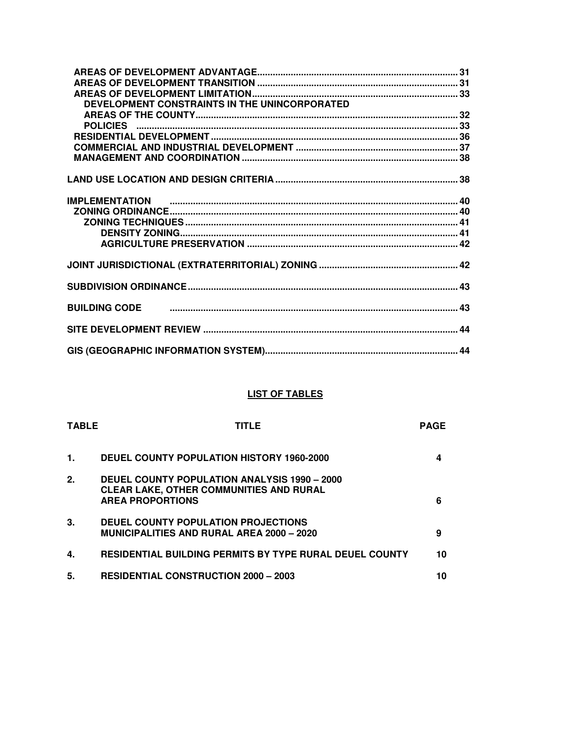AREAS OF DEVELOPMENT ADVANTAGE ........................................................................ 31
AREAS OF DEVELOPMENT TRANSITION ........................................................................ 31
AREAS OF DEVELOPMENT LIMITATION ........................................................................ 33
DEVELOPMENT CONSTRAINTS IN THE UNINCORPORATED AREAS OF THE COUNTY ........................................................................ 32
POLICIES ........................................................................ 33
RESIDENTIAL DEVELOPMENT ........................................................................ 36
COMMERCIAL AND INDUSTRIAL DEVELOPMENT ........................................................................ 37
MANAGEMENT AND COORDINATION ........................................................................ 38

LAND USE LOCATION AND DESIGN CRITERIA ........................................................................ 38

IMPLEMENTATION ........................................................................ 40
ZONING ORDINANCE ........................................................................ 40
ZONING TECHNIQUES ........................................................................ 41
DENSITY ZONING ........................................................................ 41
AGRICULTURE PRESERVATION ........................................................................ 42

JOINT JURISDICTIONAL (EXTRATERRITORIAL) ZONING ........................................................................ 42

SUBDIVISION ORDINANCE ........................................................................ 43

BUILDING CODE ........................................................................ 43

SITE DEVELOPMENT REVIEW ........................................................................ 44

GIS (GEOGRAPHIC INFORMATION SYSTEM) ........................................................................ 44

## LIST OF TABLES

| TABLE | TITLE | PAGE |
|---|---|---|
| 1. | DEUEL COUNTY POPULATION HISTORY 1960-2000 | 4 |
| 2. | DEUEL COUNTY POPULATION ANALYSIS 1990 – 2000 CLEAR LAKE, OTHER COMMUNITIES AND RURAL AREA PROPORTIONS | 6 |
| 3. | DEUEL COUNTY POPULATION PROJECTIONS MUNICIPALITIES AND RURAL AREA 2000 – 2020 | 9 |
| 4. | RESIDENTIAL BUILDING PERMITS BY TYPE RURAL DEUEL COUNTY | 10 |
| 5. | RESIDENTIAL CONSTRUCTION 2000 – 2003 | 10 |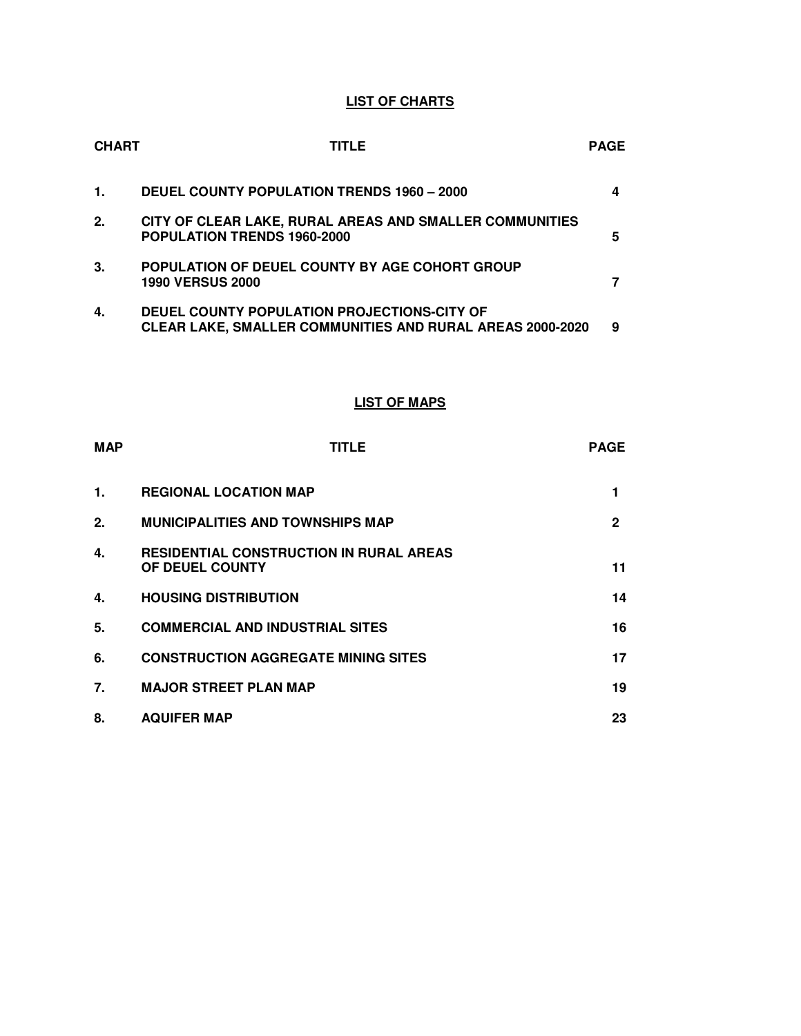## LIST OF CHARTS

| CHART | TITLE | PAGE |
|---|---|---|
| 1. | DEUEL COUNTY POPULATION TRENDS 1960 – 2000 | 4 |
| 2. | CITY OF CLEAR LAKE, RURAL AREAS AND SMALLER COMMUNITIES POPULATION TRENDS 1960-2000 | 5 |
| 3. | POPULATION OF DEUEL COUNTY BY AGE COHORT GROUP 1990 VERSUS 2000 | 7 |
| 4. | DEUEL COUNTY POPULATION PROJECTIONS-CITY OF CLEAR LAKE, SMALLER COMMUNITIES AND RURAL AREAS 2000-2020 | 9 |

## LIST OF MAPS

| MAP | TITLE | PAGE |
|---|---|---|
| 1. | REGIONAL LOCATION MAP | 1 |
| 2. | MUNICIPALITIES AND TOWNSHIPS MAP | 2 |
| 4. | RESIDENTIAL CONSTRUCTION IN RURAL AREAS OF DEUEL COUNTY | 11 |
| 4. | HOUSING DISTRIBUTION | 14 |
| 5. | COMMERCIAL AND INDUSTRIAL SITES | 16 |
| 6. | CONSTRUCTION AGGREGATE MINING SITES | 17 |
| 7. | MAJOR STREET PLAN MAP | 19 |
| 8. | AQUIFER MAP | 23 |